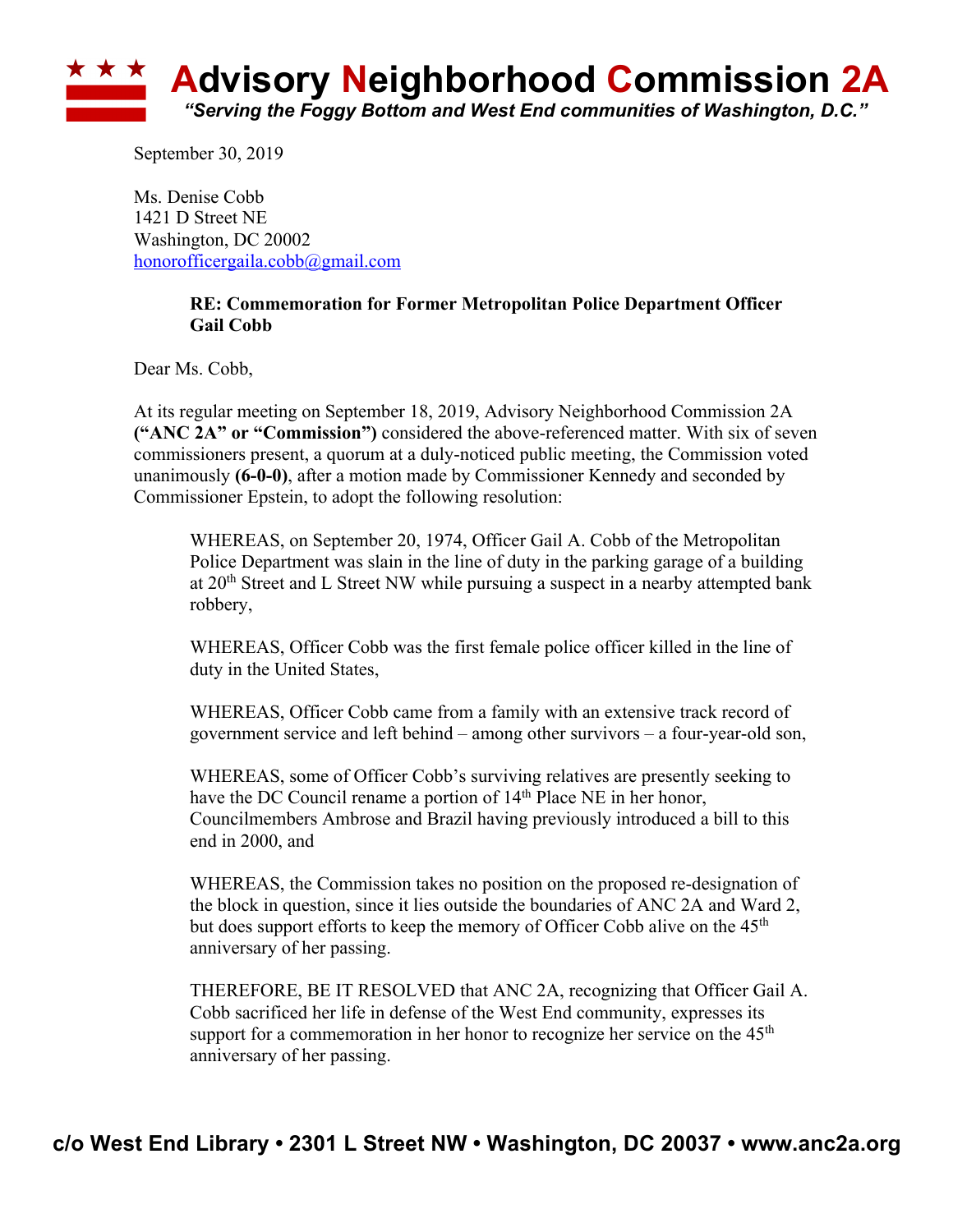# Advisory Neighborhood Commission 2A

*"Serving the Foggy Bottom and West End communities of Washington, D.C."*

September 30, 2019

Ms. Denise Cobb
1421 D Street NE
Washington, DC 20002
honorofficergaila.cobb@gmail.com

**RE: Commemoration for Former Metropolitan Police Department Officer Gail Cobb**

Dear Ms. Cobb,

At its regular meeting on September 18, 2019, Advisory Neighborhood Commission 2A **("ANC 2A" or "Commission")** considered the above-referenced matter. With six of seven commissioners present, a quorum at a duly-noticed public meeting, the Commission voted unanimously **(6-0-0)**, after a motion made by Commissioner Kennedy and seconded by Commissioner Epstein, to adopt the following resolution:

> WHEREAS, on September 20, 1974, Officer Gail A. Cobb of the Metropolitan Police Department was slain in the line of duty in the parking garage of a building at 20th Street and L Street NW while pursuing a suspect in a nearby attempted bank robbery,
>
> WHEREAS, Officer Cobb was the first female police officer killed in the line of duty in the United States,
>
> WHEREAS, Officer Cobb came from a family with an extensive track record of government service and left behind – among other survivors – a four-year-old son,
>
> WHEREAS, some of Officer Cobb's surviving relatives are presently seeking to have the DC Council rename a portion of 14th Place NE in her honor, Councilmembers Ambrose and Brazil having previously introduced a bill to this end in 2000, and
>
> WHEREAS, the Commission takes no position on the proposed re-designation of the block in question, since it lies outside the boundaries of ANC 2A and Ward 2, but does support efforts to keep the memory of Officer Cobb alive on the 45th anniversary of her passing.
>
> THEREFORE, BE IT RESOLVED that ANC 2A, recognizing that Officer Gail A. Cobb sacrificed her life in defense of the West End community, expresses its support for a commemoration in her honor to recognize her service on the 45th anniversary of her passing.

**c/o West End Library • 2301 L Street NW • Washington, DC 20037 • www.anc2a.org**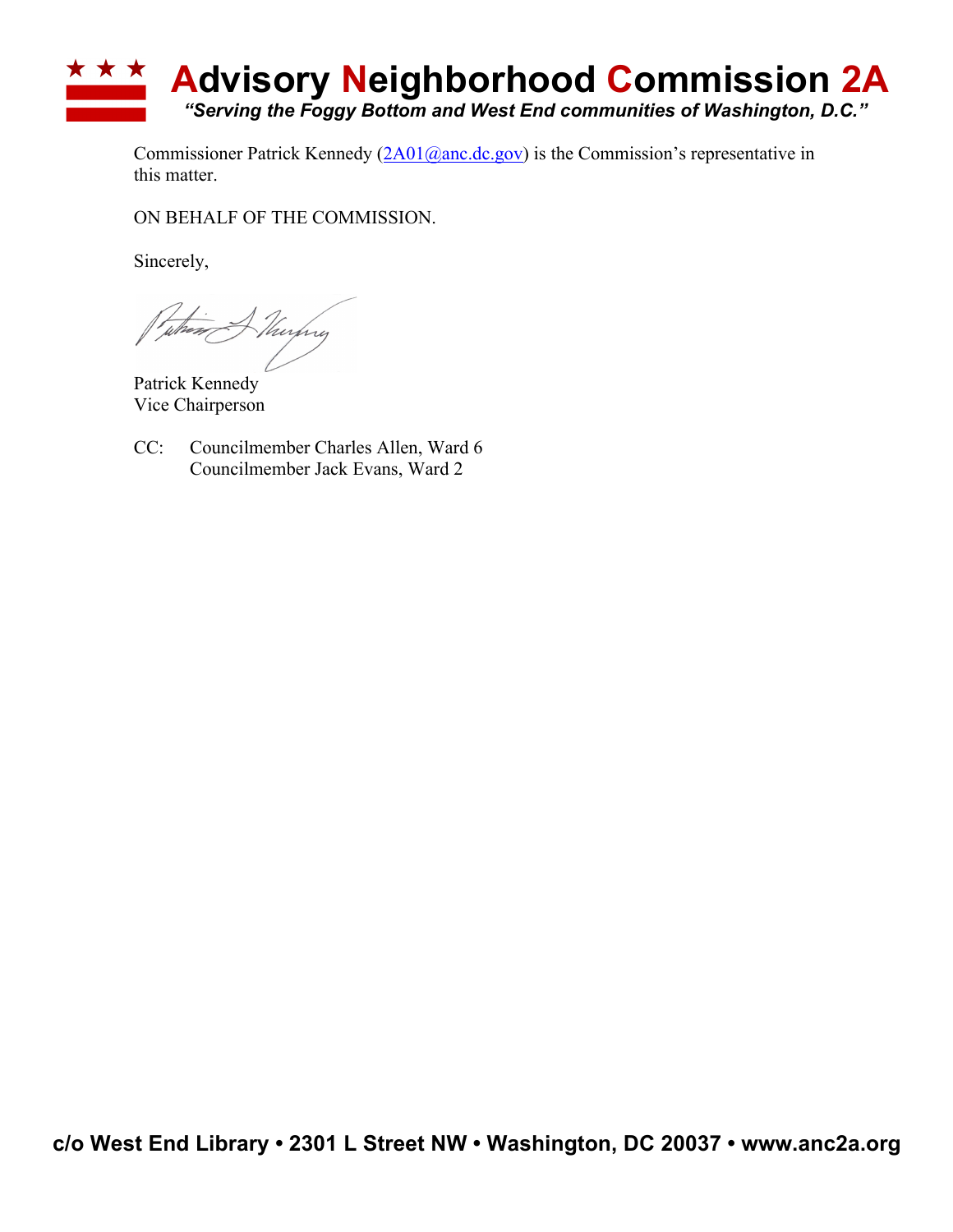Commissioner Patrick Kennedy (2A01@anc.dc.gov) is the Commission's representative in this matter.

ON BEHALF OF THE COMMISSION.

Sincerely,

Patrick Kennedy
Vice Chairperson

CC: Councilmember Charles Allen, Ward 6
Councilmember Jack Evans, Ward 2